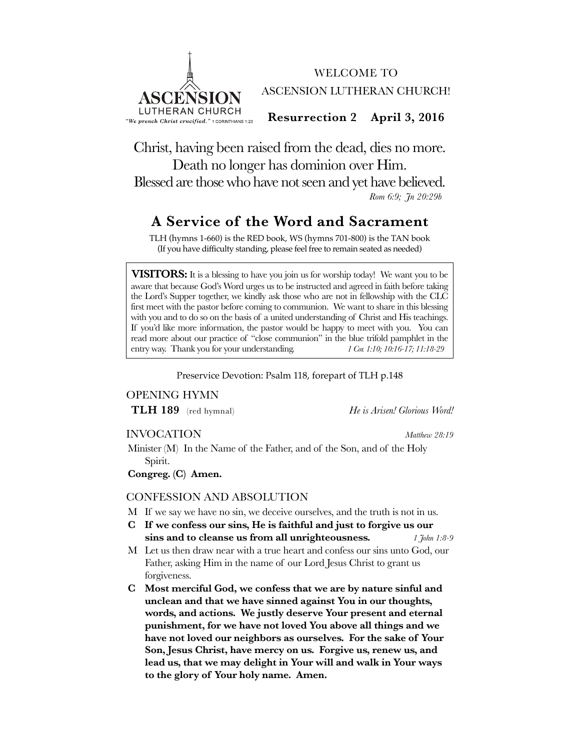ASCENSION LUTHERAN CHURCH
*"We preach Christ crucified."* 1 CORINTHIANS 1:23

WELCOME TO
ASCENSION LUTHERAN CHURCH!

**Resurrection 2 April 3, 2016**

Christ, having been raised from the dead, dies no more.
Death no longer has dominion over Him.
Blessed are those who have not seen and yet have believed.
*Rom 6:9; Jn 20:29b*

# A Service of the Word and Sacrament

TLH (hymns 1-660) is the RED book, WS (hymns 701-800) is the TAN book
(If you have difficulty standing, please feel free to remain seated as needed)

**VISITORS:** It is a blessing to have you join us for worship today! We want you to be aware that because God's Word urges us to be instructed and agreed in faith before taking the Lord's Supper together, we kindly ask those who are not in fellowship with the CLC first meet with the pastor before coming to communion. We want to share in this blessing with you and to do so on the basis of a united understanding of Christ and His teachings. If you'd like more information, the pastor would be happy to meet with you. You can read more about our practice of "close communion" in the blue trifold pamphlet in the entry way. Thank you for your understanding. *1 Cor. 1:10; 10:16-17; 11:18-29*

Preservice Devotion: Psalm 118, forepart of TLH p.148

## OPENING HYMN

**TLH 189** (red hymnal) *He is Arisen! Glorious Word!*

## INVOCATION

*Matthew 28:19*

Minister (M) In the Name of the Father, and of the Son, and of the Holy Spirit.

**Congreg. (C) Amen.**

## CONFESSION AND ABSOLUTION

M If we say we have no sin, we deceive ourselves, and the truth is not in us.

**C If we confess our sins, He is faithful and just to forgive us our sins and to cleanse us from all unrighteousness.** *1 John 1:8-9*

M Let us then draw near with a true heart and confess our sins unto God, our Father, asking Him in the name of our Lord Jesus Christ to grant us forgiveness.

**C Most merciful God, we confess that we are by nature sinful and unclean and that we have sinned against You in our thoughts, words, and actions. We justly deserve Your present and eternal punishment, for we have not loved You above all things and we have not loved our neighbors as ourselves. For the sake of Your Son, Jesus Christ, have mercy on us. Forgive us, renew us, and lead us, that we may delight in Your will and walk in Your ways to the glory of Your holy name. Amen.**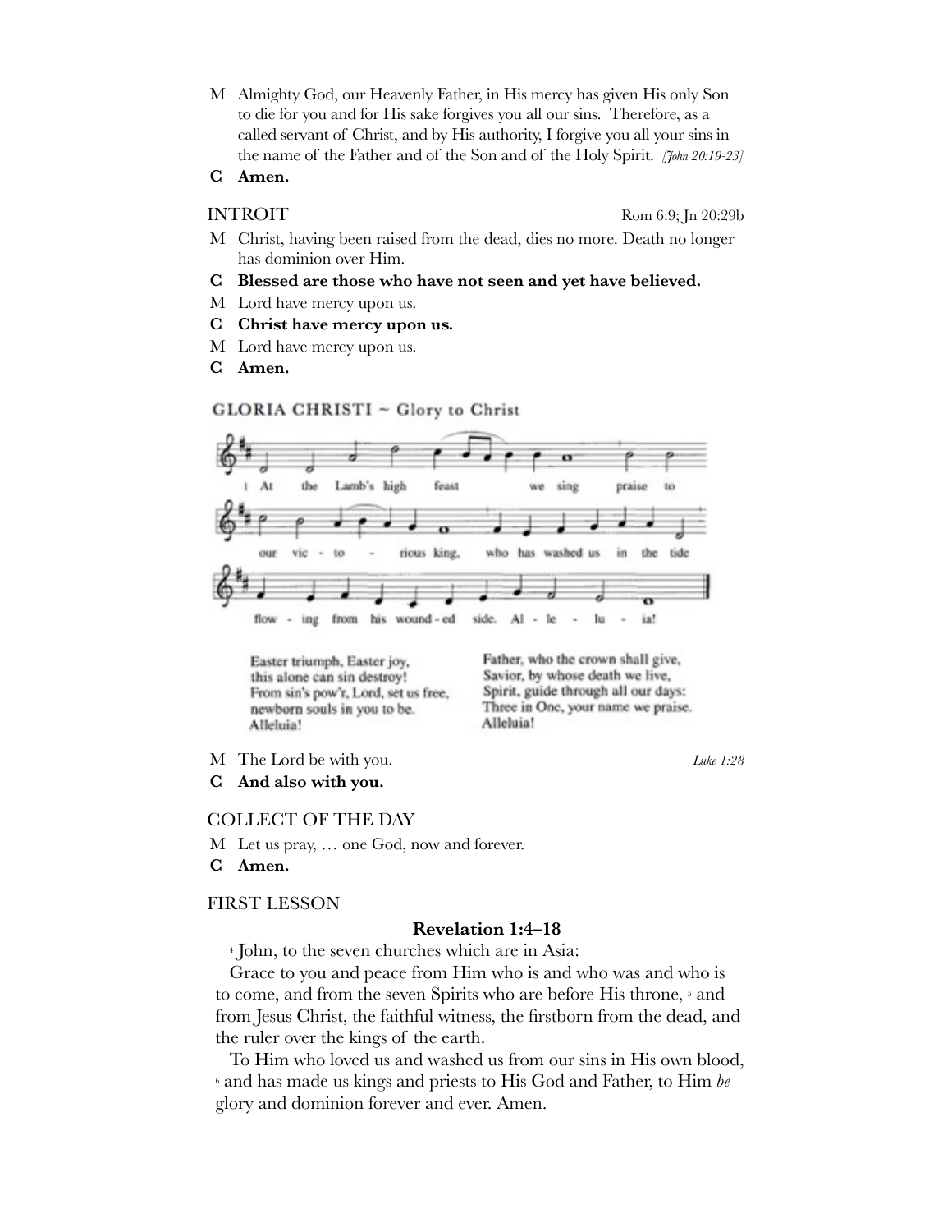M Almighty God, our Heavenly Father, in His mercy has given His only Son to die for you and for His sake forgives you all our sins. Therefore, as a called servant of Christ, and by His authority, I forgive you all your sins in the name of the Father and of the Son and of the Holy Spirit. *[John 20:19-23]*

**C Amen.**

## INTROIT

Rom 6:9; Jn 20:29b

M Christ, having been raised from the dead, dies no more. Death no longer has dominion over Him.

**C Blessed are those who have not seen and yet have believed.**

M Lord have mercy upon us.

**C Christ have mercy upon us.**

M Lord have mercy upon us.

**C Amen.**

## GLORIA CHRISTI ~ Glory to Christ

1 At the Lamb's high feast we sing praise to our victorious King, who has washed us in the tide flowing from his wounded side. Alleluia!

Easter triumph, Easter joy,
this alone can sin destroy!
From sin's pow'r, Lord, set us free,
newborn souls in you to be.
Alleluia!

Father, who the crown shall give,
Savior, by whose death we live,
Spirit, guide through all our days:
Three in One, your name we praise.
Alleluia!

M The Lord be with you. *Luke 1:28*

**C And also with you.**

## COLLECT OF THE DAY

M Let us pray, … one God, now and forever.

**C Amen.**

## FIRST LESSON

**Revelation 1:4–18**

[4] John, to the seven churches which are in Asia:

Grace to you and peace from Him who is and who was and who is to come, and from the seven Spirits who are before His throne, [5] and from Jesus Christ, the faithful witness, the firstborn from the dead, and the ruler over the kings of the earth.

To Him who loved us and washed us from our sins in His own blood, [6] and has made us kings and priests to His God and Father, to Him *be* glory and dominion forever and ever. Amen.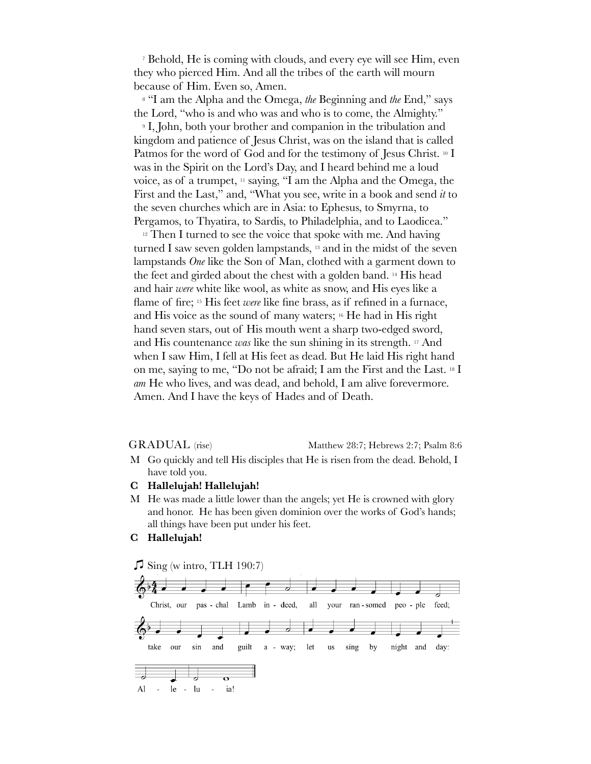[7] Behold, He is coming with clouds, and every eye will see Him, even they who pierced Him. And all the tribes of the earth will mourn because of Him. Even so, Amen.

[8] "I am the Alpha and the Omega, *the* Beginning and *the* End," says the Lord, "who is and who was and who is to come, the Almighty."

[9] I, John, both your brother and companion in the tribulation and kingdom and patience of Jesus Christ, was on the island that is called Patmos for the word of God and for the testimony of Jesus Christ. [10] I was in the Spirit on the Lord's Day, and I heard behind me a loud voice, as of a trumpet, [11] saying, "I am the Alpha and the Omega, the First and the Last," and, "What you see, write in a book and send *it* to the seven churches which are in Asia: to Ephesus, to Smyrna, to Pergamos, to Thyatira, to Sardis, to Philadelphia, and to Laodicea."

[12] Then I turned to see the voice that spoke with me. And having turned I saw seven golden lampstands, [13] and in the midst of the seven lampstands *One* like the Son of Man, clothed with a garment down to the feet and girded about the chest with a golden band. [14] His head and hair *were* white like wool, as white as snow, and His eyes like a flame of fire; [15] His feet *were* like fine brass, as if refined in a furnace, and His voice as the sound of many waters; [16] He had in His right hand seven stars, out of His mouth went a sharp two-edged sword, and His countenance *was* like the sun shining in its strength. [17] And when I saw Him, I fell at His feet as dead. But He laid His right hand on me, saying to me, "Do not be afraid; I am the First and the Last. [18] I *am* He who lives, and was dead, and behold, I am alive forevermore. Amen. And I have the keys of Hades and of Death.

## GRADUAL (rise) — Matthew 28:7; Hebrews 2:7; Psalm 8:6

M Go quickly and tell His disciples that He is risen from the dead. Behold, I have told you.

**C Hallelujah! Hallelujah!**

M He was made a little lower than the angels; yet He is crowned with glory and honor. He has been given dominion over the works of God's hands; all things have been put under his feet.

**C Hallelujah!**

♫ Sing (w intro, TLH 190:7)

Christ, our pas - chal Lamb in - deed, all your ran - somed peo - ple feed; take our sin and guilt a - way; let us sing by night and day: Al - le - lu - ia!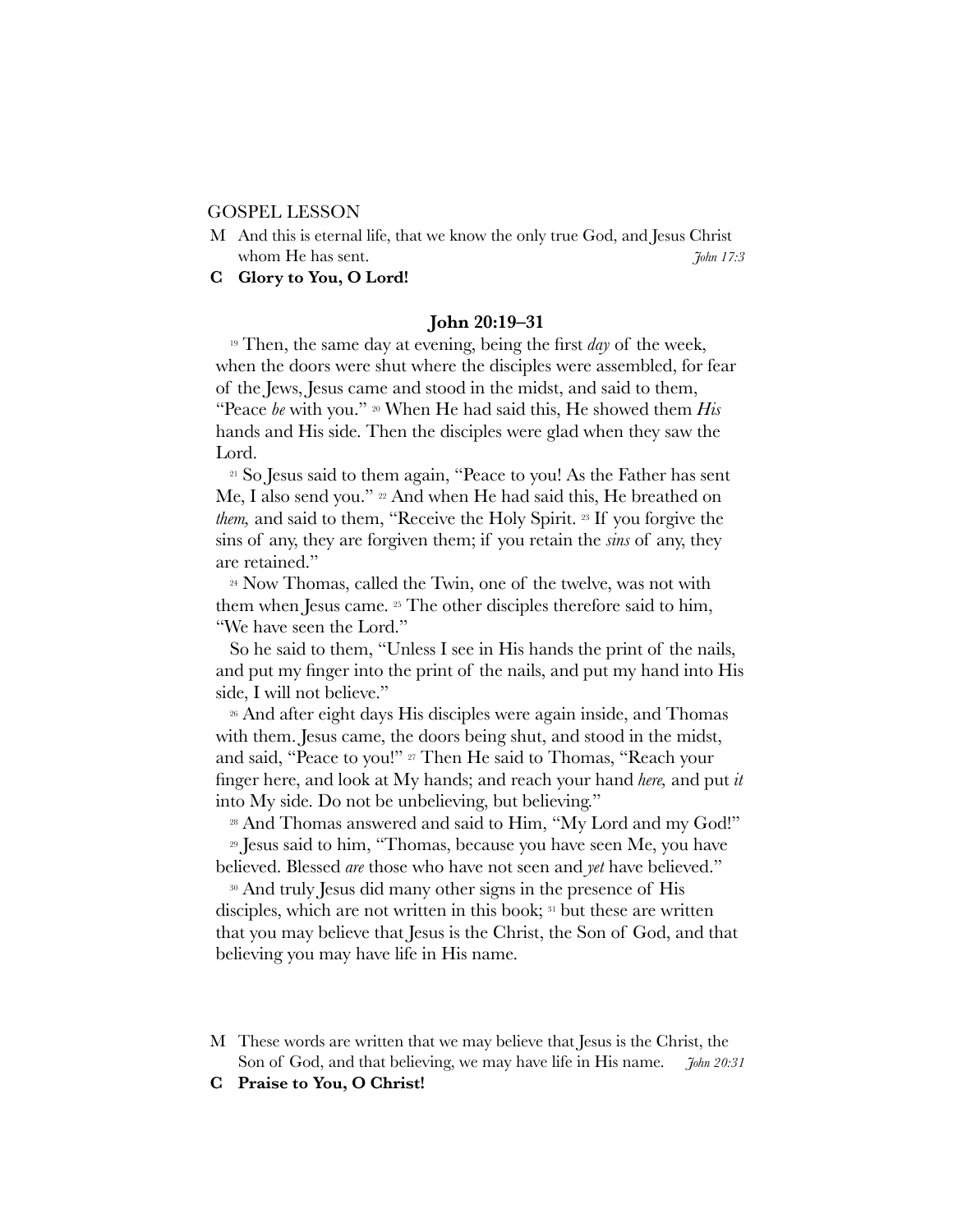## GOSPEL LESSON

M And this is eternal life, that we know the only true God, and Jesus Christ whom He has sent. *John 17:3*

**C Glory to You, O Lord!**

### John 20:19–31

[19] Then, the same day at evening, being the first *day* of the week, when the doors were shut where the disciples were assembled, for fear of the Jews, Jesus came and stood in the midst, and said to them, "Peace *be* with you." [20] When He had said this, He showed them *His* hands and His side. Then the disciples were glad when they saw the Lord.

[21] So Jesus said to them again, "Peace to you! As the Father has sent Me, I also send you." [22] And when He had said this, He breathed on *them,* and said to them, "Receive the Holy Spirit. [23] If you forgive the sins of any, they are forgiven them; if you retain the *sins* of any, they are retained."

[24] Now Thomas, called the Twin, one of the twelve, was not with them when Jesus came. [25] The other disciples therefore said to him, "We have seen the Lord."

So he said to them, "Unless I see in His hands the print of the nails, and put my finger into the print of the nails, and put my hand into His side, I will not believe."

[26] And after eight days His disciples were again inside, and Thomas with them. Jesus came, the doors being shut, and stood in the midst, and said, "Peace to you!" [27] Then He said to Thomas, "Reach your finger here, and look at My hands; and reach your hand *here,* and put *it* into My side. Do not be unbelieving, but believing."

[28] And Thomas answered and said to Him, "My Lord and my God!"

[29] Jesus said to him, "Thomas, because you have seen Me, you have believed. Blessed *are* those who have not seen and *yet* have believed."

[30] And truly Jesus did many other signs in the presence of His disciples, which are not written in this book; [31] but these are written that you may believe that Jesus is the Christ, the Son of God, and that believing you may have life in His name.

M These words are written that we may believe that Jesus is the Christ, the Son of God, and that believing, we may have life in His name. *John 20:31*

**C Praise to You, O Christ!**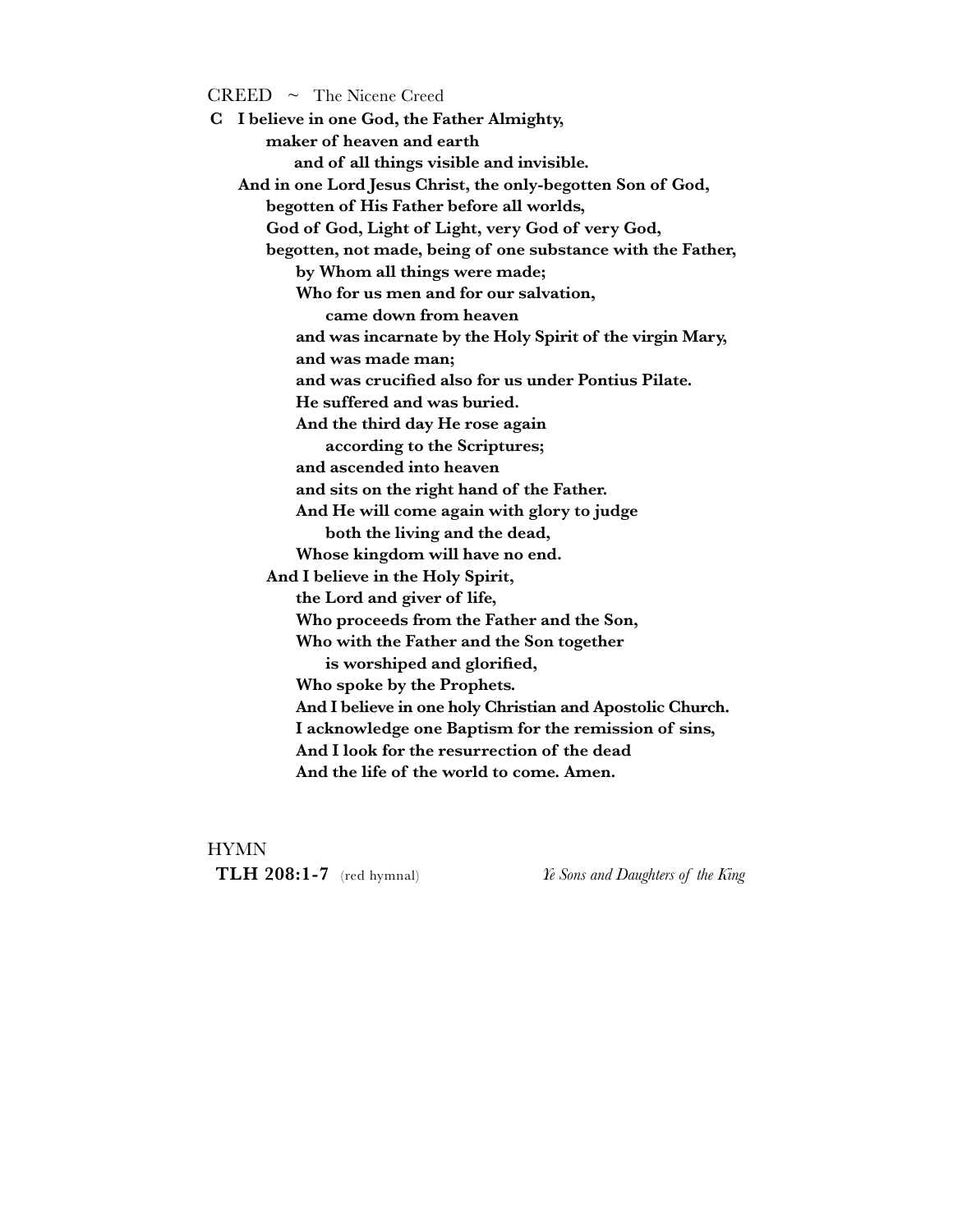CREED ~ The Nicene Creed

**C I believe in one God, the Father Almighty,**
**maker of heaven and earth**
**and of all things visible and invisible.**
**And in one Lord Jesus Christ, the only-begotten Son of God,**
**begotten of His Father before all worlds,**
**God of God, Light of Light, very God of very God,**
**begotten, not made, being of one substance with the Father,**
**by Whom all things were made;**
**Who for us men and for our salvation,**
**came down from heaven**
**and was incarnate by the Holy Spirit of the virgin Mary,**
**and was made man;**
**and was crucified also for us under Pontius Pilate.**
**He suffered and was buried.**
**And the third day He rose again**
**according to the Scriptures;**
**and ascended into heaven**
**and sits on the right hand of the Father.**
**And He will come again with glory to judge**
**both the living and the dead,**
**Whose kingdom will have no end.**
**And I believe in the Holy Spirit,**
**the Lord and giver of life,**
**Who proceeds from the Father and the Son,**
**Who with the Father and the Son together**
**is worshiped and glorified,**
**Who spoke by the Prophets.**
**And I believe in one holy Christian and Apostolic Church.**
**I acknowledge one Baptism for the remission of sins,**
**And I look for the resurrection of the dead**
**And the life of the world to come. Amen.**

HYMN

**TLH 208:1-7** (red hymnal) *Ye Sons and Daughters of the King*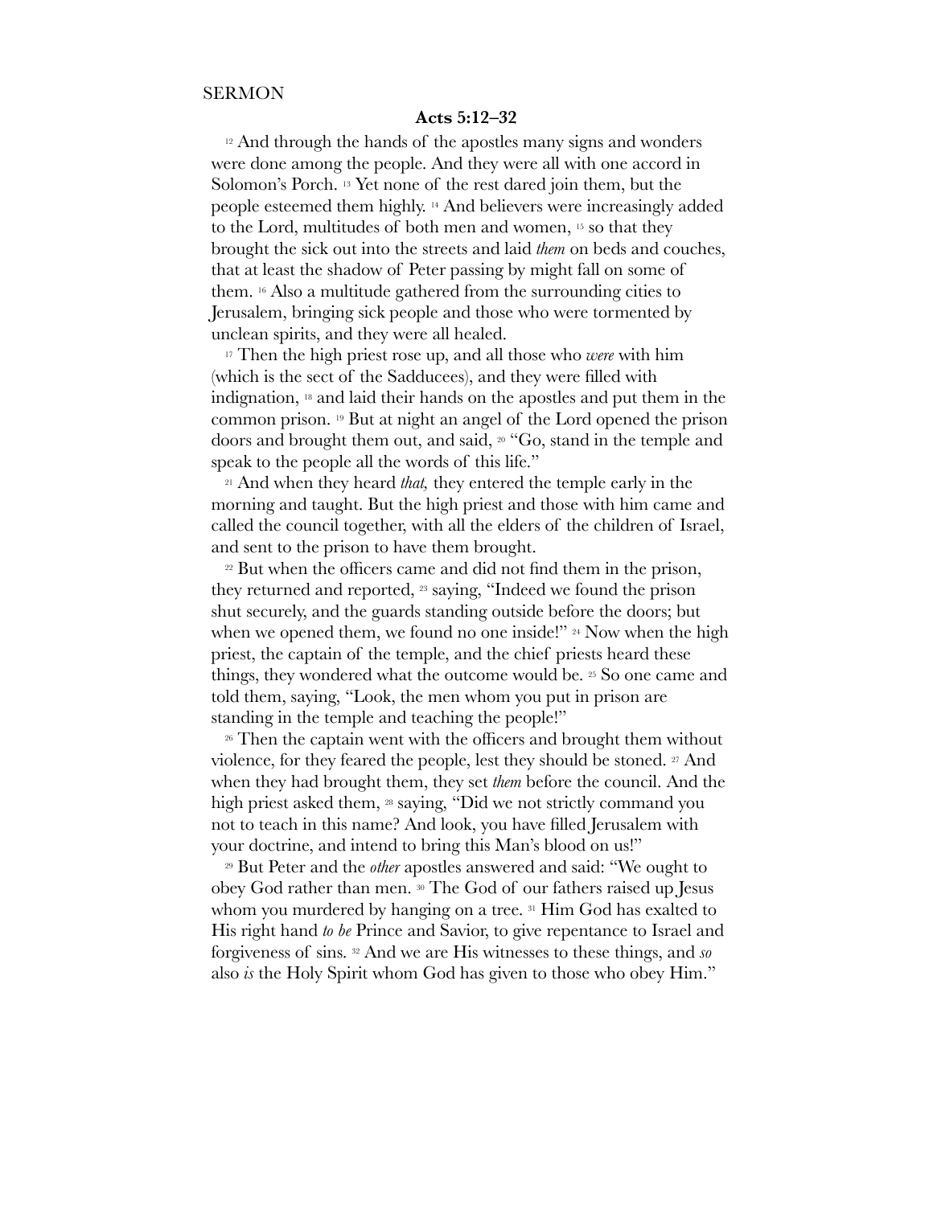SERMON

**Acts 5:12–32**

[12] And through the hands of the apostles many signs and wonders were done among the people. And they were all with one accord in Solomon's Porch. [13] Yet none of the rest dared join them, but the people esteemed them highly. [14] And believers were increasingly added to the Lord, multitudes of both men and women, [15] so that they brought the sick out into the streets and laid *them* on beds and couches, that at least the shadow of Peter passing by might fall on some of them. [16] Also a multitude gathered from the surrounding cities to Jerusalem, bringing sick people and those who were tormented by unclean spirits, and they were all healed.

[17] Then the high priest rose up, and all those who *were* with him (which is the sect of the Sadducees), and they were filled with indignation, [18] and laid their hands on the apostles and put them in the common prison. [19] But at night an angel of the Lord opened the prison doors and brought them out, and said, [20] "Go, stand in the temple and speak to the people all the words of this life."

[21] And when they heard *that,* they entered the temple early in the morning and taught. But the high priest and those with him came and called the council together, with all the elders of the children of Israel, and sent to the prison to have them brought.

[22] But when the officers came and did not find them in the prison, they returned and reported, [23] saying, "Indeed we found the prison shut securely, and the guards standing outside before the doors; but when we opened them, we found no one inside!" [24] Now when the high priest, the captain of the temple, and the chief priests heard these things, they wondered what the outcome would be. [25] So one came and told them, saying, "Look, the men whom you put in prison are standing in the temple and teaching the people!"

[26] Then the captain went with the officers and brought them without violence, for they feared the people, lest they should be stoned. [27] And when they had brought them, they set *them* before the council. And the high priest asked them, [28] saying, "Did we not strictly command you not to teach in this name? And look, you have filled Jerusalem with your doctrine, and intend to bring this Man's blood on us!"

[29] But Peter and the *other* apostles answered and said: "We ought to obey God rather than men. [30] The God of our fathers raised up Jesus whom you murdered by hanging on a tree. [31] Him God has exalted to His right hand *to be* Prince and Savior, to give repentance to Israel and forgiveness of sins. [32] And we are His witnesses to these things, and *so* also *is* the Holy Spirit whom God has given to those who obey Him."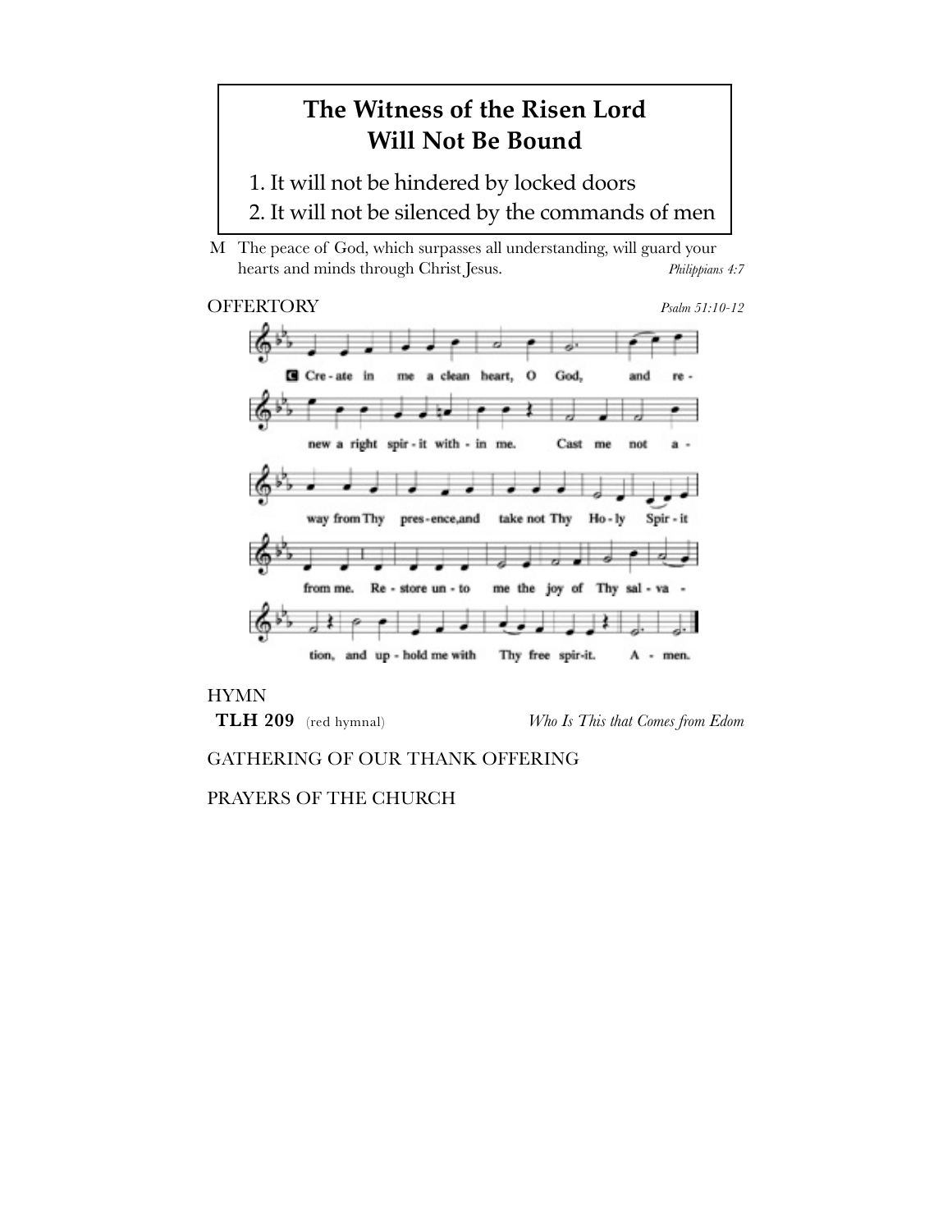## The Witness of the Risen Lord Will Not Be Bound

1. It will not be hindered by locked doors
2. It will not be silenced by the commands of men

M The peace of God, which surpasses all understanding, will guard your hearts and minds through Christ Jesus. *Philippians 4:7*

OFFERTORY *Psalm 51:10-12*

C Create in me a clean heart, O God, and renew a right spirit within me. Cast me not away from Thy presence, and take not Thy Holy Spirit from me. Restore unto me the joy of Thy salvation, and uphold me with Thy free spirit. Amen.

HYMN
**TLH 209** (red hymnal) *Who Is This that Comes from Edom*

GATHERING OF OUR THANK OFFERING

PRAYERS OF THE CHURCH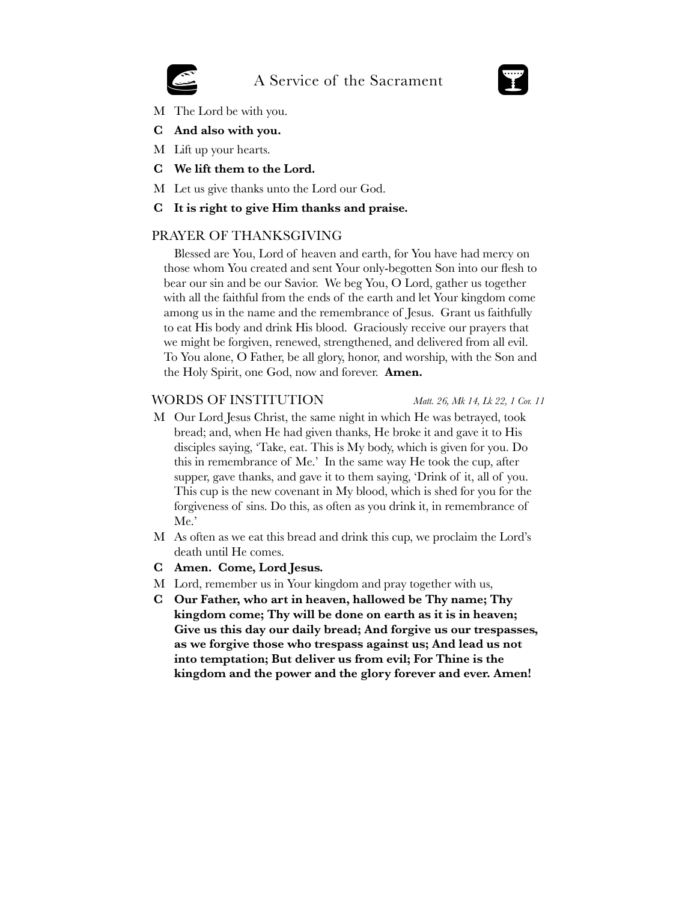# A Service of the Sacrament

M The Lord be with you.

**C And also with you.**

M Lift up your hearts.

**C We lift them to the Lord.**

M Let us give thanks unto the Lord our God.

**C It is right to give Him thanks and praise.**

## PRAYER OF THANKSGIVING

Blessed are You, Lord of heaven and earth, for You have had mercy on those whom You created and sent Your only-begotten Son into our flesh to bear our sin and be our Savior. We beg You, O Lord, gather us together with all the faithful from the ends of the earth and let Your kingdom come among us in the name and the remembrance of Jesus. Grant us faithfully to eat His body and drink His blood. Graciously receive our prayers that we might be forgiven, renewed, strengthened, and delivered from all evil. To You alone, O Father, be all glory, honor, and worship, with the Son and the Holy Spirit, one God, now and forever. **Amen.**

## WORDS OF INSTITUTION

*Matt. 26, Mk 14, Lk 22, 1 Cor. 11*

M Our Lord Jesus Christ, the same night in which He was betrayed, took bread; and, when He had given thanks, He broke it and gave it to His disciples saying, 'Take, eat. This is My body, which is given for you. Do this in remembrance of Me.' In the same way He took the cup, after supper, gave thanks, and gave it to them saying, 'Drink of it, all of you. This cup is the new covenant in My blood, which is shed for you for the forgiveness of sins. Do this, as often as you drink it, in remembrance of Me.'

M As often as we eat this bread and drink this cup, we proclaim the Lord's death until He comes.

**C Amen. Come, Lord Jesus.**

M Lord, remember us in Your kingdom and pray together with us,

**C Our Father, who art in heaven, hallowed be Thy name; Thy kingdom come; Thy will be done on earth as it is in heaven; Give us this day our daily bread; And forgive us our trespasses, as we forgive those who trespass against us; And lead us not into temptation; But deliver us from evil; For Thine is the kingdom and the power and the glory forever and ever. Amen!**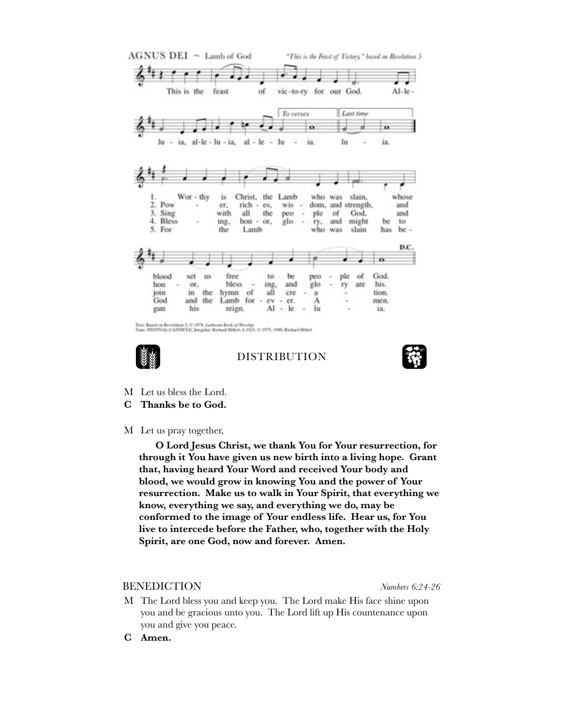## AGNUS DEI ~ Lamb of God

*"This is the Feast of Victory," based on Revelation 5*

This is the feast of vic-to-ry for our God. Al-le-lu-ia, al-le-lu-ia, al-le-lu-ia. *(To verses)* / *(Last time)* lu-ia.

1. Wor-thy is Christ, the Lamb who was slain, whose blood set us free to be peo-ple of God.
2. Pow-er, rich-es, wis-dom, and strength, and hon-or, bless-ing, and glo-ry are his.
3. Sing with all the peo-ple of God, and join in the hymn of all cre-a-tion.
4. Bless-ing, hon-or, glo-ry, and might be to God and the Lamb for-ev-er. A-men.
5. For the Lamb who was slain has be-gun his reign. Al-le-lu-ia.

D.C.

Text: Based on Revelation 5. © 1978, *Lutheran Book of Worship*
Tune: FESTIVAL CANTICLE, Irregular; Richard Hillert, b.1923, © 1975, 1988, Richard Hillert

## DISTRIBUTION

M Let us bless the Lord.

**C Thanks be to God.**

M Let us pray together,

**O Lord Jesus Christ, we thank You for Your resurrection, for through it You have given us new birth into a living hope. Grant that, having heard Your Word and received Your body and blood, we would grow in knowing You and the power of Your resurrection. Make us to walk in Your Spirit, that everything we know, everything we say, and everything we do, may be conformed to the image of Your endless life. Hear us, for You live to intercede before the Father, who, together with the Holy Spirit, are one God, now and forever. Amen.**

## BENEDICTION *Numbers 6:24-26*

M The Lord bless you and keep you. The Lord make His face shine upon you and be gracious unto you. The Lord lift up His countenance upon you and give you peace.

**C Amen.**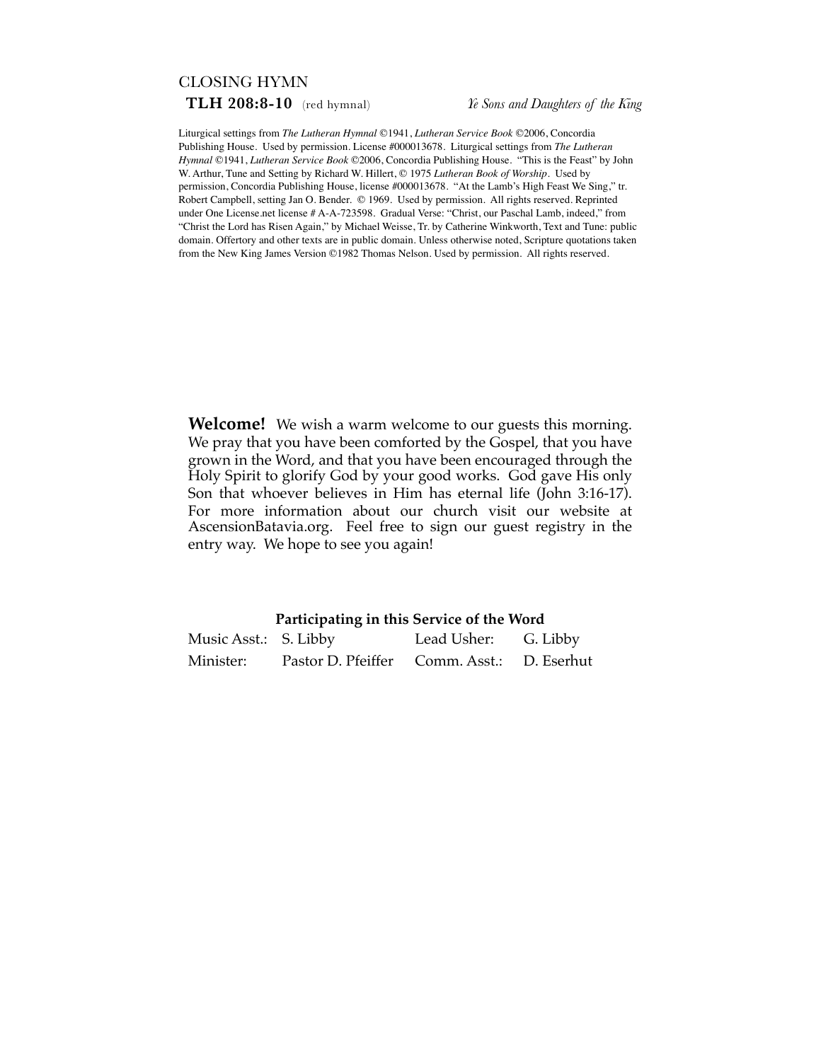## CLOSING HYMN

**TLH 208:8-10** (red hymnal) *Ye Sons and Daughters of the King*

Liturgical settings from *The Lutheran Hymnal* ©1941, *Lutheran Service Book* ©2006, Concordia Publishing House. Used by permission. License #000013678. Liturgical settings from *The Lutheran Hymnal* ©1941, *Lutheran Service Book* ©2006, Concordia Publishing House. "This is the Feast" by John W. Arthur, Tune and Setting by Richard W. Hillert, © 1975 *Lutheran Book of Worship*. Used by permission, Concordia Publishing House, license #000013678. "At the Lamb's High Feast We Sing," tr. Robert Campbell, setting Jan O. Bender. © 1969. Used by permission. All rights reserved. Reprinted under One License.net license # A-A-723598. Gradual Verse: "Christ, our Paschal Lamb, indeed," from "Christ the Lord has Risen Again," by Michael Weisse, Tr. by Catherine Winkworth, Text and Tune: public domain. Offertory and other texts are in public domain. Unless otherwise noted, Scripture quotations taken from the New King James Version ©1982 Thomas Nelson. Used by permission. All rights reserved.

**Welcome!** We wish a warm welcome to our guests this morning. We pray that you have been comforted by the Gospel, that you have grown in the Word, and that you have been encouraged through the Holy Spirit to glorify God by your good works. God gave His only Son that whoever believes in Him has eternal life (John 3:16-17). For more information about our church visit our website at AscensionBatavia.org. Feel free to sign our guest registry in the entry way. We hope to see you again!

**Participating in this Service of the Word**

| | | | |
|---|---|---|---|
| Music Asst.: | S. Libby | Lead Usher: | G. Libby |
| Minister: | Pastor D. Pfeiffer | Comm. Asst.: | D. Eserhut |